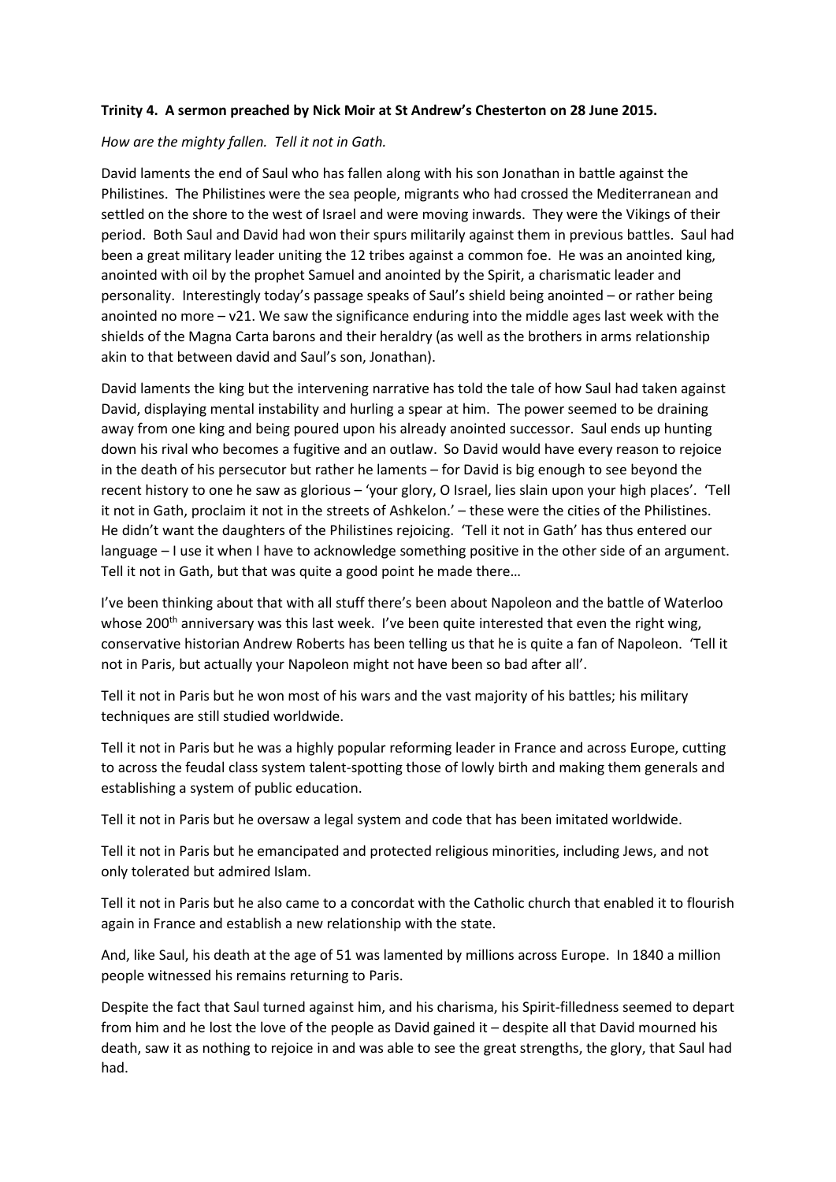**Trinity 4. A sermon preached by Nick Moir at St Andrew's Chesterton on 28 June 2015.**

*How are the mighty fallen. Tell it not in Gath.*

David laments the end of Saul who has fallen along with his son Jonathan in battle against the Philistines. The Philistines were the sea people, migrants who had crossed the Mediterranean and settled on the shore to the west of Israel and were moving inwards. They were the Vikings of their period. Both Saul and David had won their spurs militarily against them in previous battles. Saul had been a great military leader uniting the 12 tribes against a common foe. He was an anointed king, anointed with oil by the prophet Samuel and anointed by the Spirit, a charismatic leader and personality. Interestingly today's passage speaks of Saul's shield being anointed – or rather being anointed no more – v21. We saw the significance enduring into the middle ages last week with the shields of the Magna Carta barons and their heraldry (as well as the brothers in arms relationship akin to that between david and Saul's son, Jonathan).

David laments the king but the intervening narrative has told the tale of how Saul had taken against David, displaying mental instability and hurling a spear at him. The power seemed to be draining away from one king and being poured upon his already anointed successor. Saul ends up hunting down his rival who becomes a fugitive and an outlaw. So David would have every reason to rejoice in the death of his persecutor but rather he laments – for David is big enough to see beyond the recent history to one he saw as glorious – 'your glory, O Israel, lies slain upon your high places'. 'Tell it not in Gath, proclaim it not in the streets of Ashkelon.' – these were the cities of the Philistines. He didn't want the daughters of the Philistines rejoicing. 'Tell it not in Gath' has thus entered our language – I use it when I have to acknowledge something positive in the other side of an argument. Tell it not in Gath, but that was quite a good point he made there…

I've been thinking about that with all stuff there's been about Napoleon and the battle of Waterloo whose 200th anniversary was this last week. I've been quite interested that even the right wing, conservative historian Andrew Roberts has been telling us that he is quite a fan of Napoleon. 'Tell it not in Paris, but actually your Napoleon might not have been so bad after all'.

Tell it not in Paris but he won most of his wars and the vast majority of his battles; his military techniques are still studied worldwide.

Tell it not in Paris but he was a highly popular reforming leader in France and across Europe, cutting to across the feudal class system talent-spotting those of lowly birth and making them generals and establishing a system of public education.

Tell it not in Paris but he oversaw a legal system and code that has been imitated worldwide.

Tell it not in Paris but he emancipated and protected religious minorities, including Jews, and not only tolerated but admired Islam.

Tell it not in Paris but he also came to a concordat with the Catholic church that enabled it to flourish again in France and establish a new relationship with the state.

And, like Saul, his death at the age of 51 was lamented by millions across Europe. In 1840 a million people witnessed his remains returning to Paris.

Despite the fact that Saul turned against him, and his charisma, his Spirit-filledness seemed to depart from him and he lost the love of the people as David gained it – despite all that David mourned his death, saw it as nothing to rejoice in and was able to see the great strengths, the glory, that Saul had had.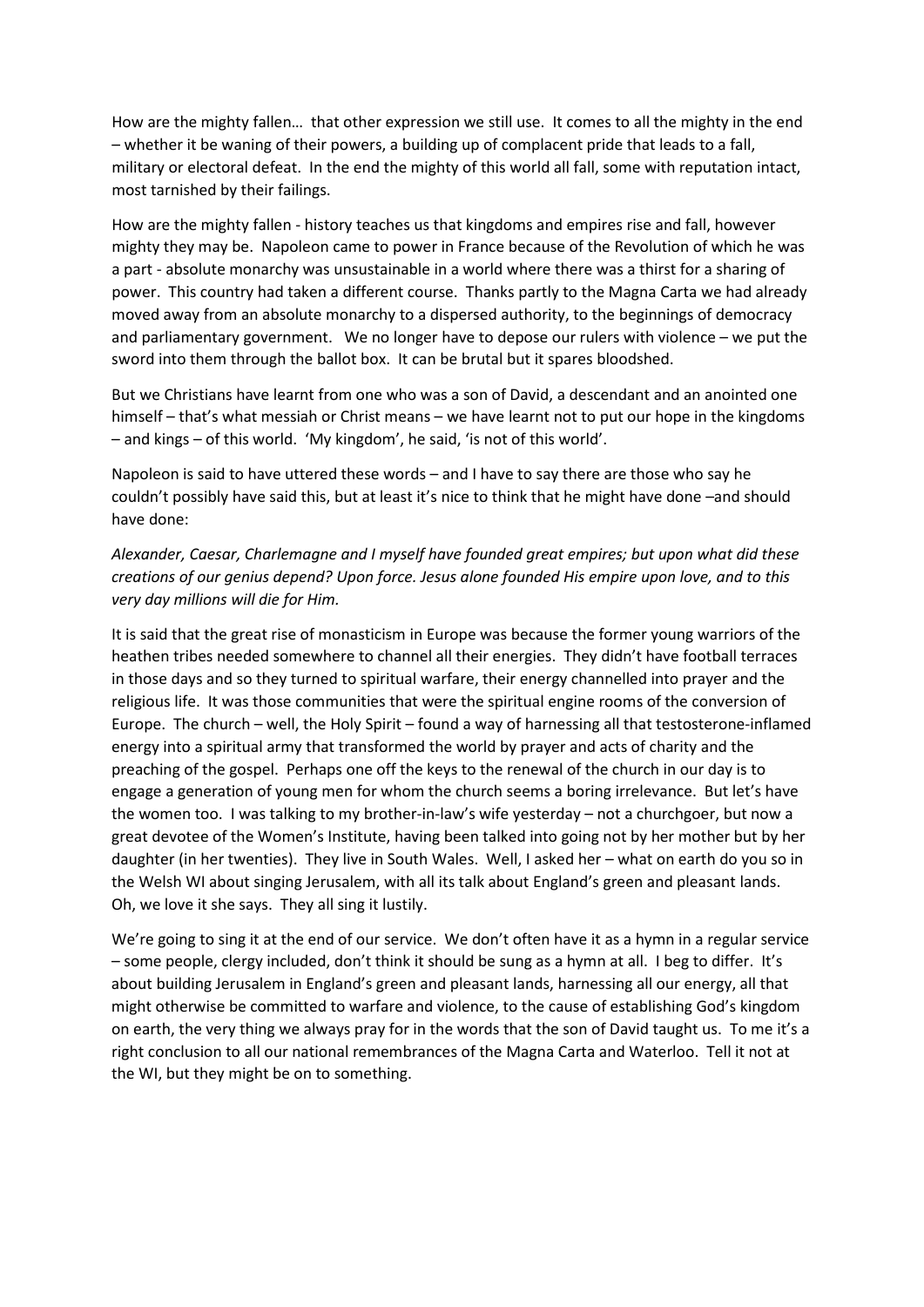How are the mighty fallen… that other expression we still use. It comes to all the mighty in the end – whether it be waning of their powers, a building up of complacent pride that leads to a fall, military or electoral defeat. In the end the mighty of this world all fall, some with reputation intact, most tarnished by their failings.

How are the mighty fallen - history teaches us that kingdoms and empires rise and fall, however mighty they may be. Napoleon came to power in France because of the Revolution of which he was a part - absolute monarchy was unsustainable in a world where there was a thirst for a sharing of power. This country had taken a different course. Thanks partly to the Magna Carta we had already moved away from an absolute monarchy to a dispersed authority, to the beginnings of democracy and parliamentary government. We no longer have to depose our rulers with violence – we put the sword into them through the ballot box. It can be brutal but it spares bloodshed.

But we Christians have learnt from one who was a son of David, a descendant and an anointed one himself – that's what messiah or Christ means – we have learnt not to put our hope in the kingdoms – and kings – of this world. 'My kingdom', he said, 'is not of this world'.

Napoleon is said to have uttered these words – and I have to say there are those who say he couldn't possibly have said this, but at least it's nice to think that he might have done –and should have done:

*Alexander, Caesar, Charlemagne and I myself have founded great empires; but upon what did these creations of our genius depend? Upon force. Jesus alone founded His empire upon love, and to this very day millions will die for Him.*

It is said that the great rise of monasticism in Europe was because the former young warriors of the heathen tribes needed somewhere to channel all their energies. They didn't have football terraces in those days and so they turned to spiritual warfare, their energy channelled into prayer and the religious life. It was those communities that were the spiritual engine rooms of the conversion of Europe. The church – well, the Holy Spirit – found a way of harnessing all that testosterone-inflamed energy into a spiritual army that transformed the world by prayer and acts of charity and the preaching of the gospel. Perhaps one off the keys to the renewal of the church in our day is to engage a generation of young men for whom the church seems a boring irrelevance. But let's have the women too. I was talking to my brother-in-law's wife yesterday – not a churchgoer, but now a great devotee of the Women's Institute, having been talked into going not by her mother but by her daughter (in her twenties). They live in South Wales. Well, I asked her – what on earth do you so in the Welsh WI about singing Jerusalem, with all its talk about England's green and pleasant lands. Oh, we love it she says. They all sing it lustily.

We're going to sing it at the end of our service. We don't often have it as a hymn in a regular service – some people, clergy included, don't think it should be sung as a hymn at all. I beg to differ. It's about building Jerusalem in England's green and pleasant lands, harnessing all our energy, all that might otherwise be committed to warfare and violence, to the cause of establishing God's kingdom on earth, the very thing we always pray for in the words that the son of David taught us. To me it's a right conclusion to all our national remembrances of the Magna Carta and Waterloo. Tell it not at the WI, but they might be on to something.